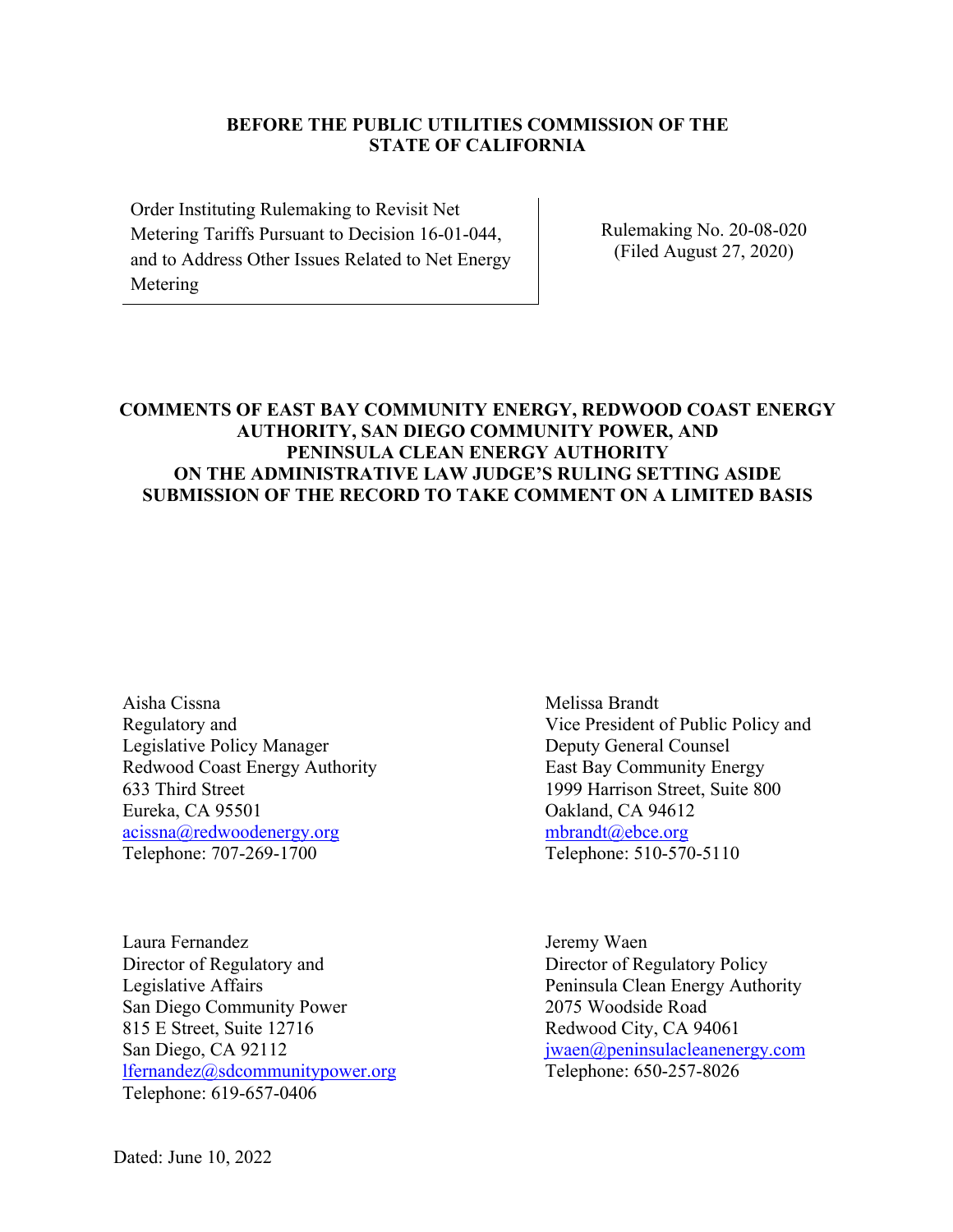**BEFORE THE PUBLIC UTILITIES COMMISSION OF THE STATE OF CALIFORNIA**

| Order Instituting Rulemaking to Revisit Net Metering Tariffs Pursuant to Decision 16-01-044, and to Address Other Issues Related to Net Energy Metering | Rulemaking No. 20-08-020 (Filed August 27, 2020) |
| --- | --- |

**COMMENTS OF EAST BAY COMMUNITY ENERGY, REDWOOD COAST ENERGY AUTHORITY, SAN DIEGO COMMUNITY POWER, AND PENINSULA CLEAN ENERGY AUTHORITY ON THE ADMINISTRATIVE LAW JUDGE'S RULING SETTING ASIDE SUBMISSION OF THE RECORD TO TAKE COMMENT ON A LIMITED BASIS**

Aisha Cissna
Regulatory and
Legislative Policy Manager
Redwood Coast Energy Authority
633 Third Street
Eureka, CA 95501
acissna@redwoodenergy.org
Telephone: 707-269-1700

Melissa Brandt
Vice President of Public Policy and
Deputy General Counsel
East Bay Community Energy
1999 Harrison Street, Suite 800
Oakland, CA 94612
mbrandt@ebce.org
Telephone: 510-570-5110

Laura Fernandez
Director of Regulatory and
Legislative Affairs
San Diego Community Power
815 E Street, Suite 12716
San Diego, CA 92112
lfernandez@sdcommunitypower.org
Telephone: 619-657-0406

Jeremy Waen
Director of Regulatory Policy
Peninsula Clean Energy Authority
2075 Woodside Road
Redwood City, CA 94061
jwaen@peninsulacleanenergy.com
Telephone: 650-257-8026

Dated: June 10, 2022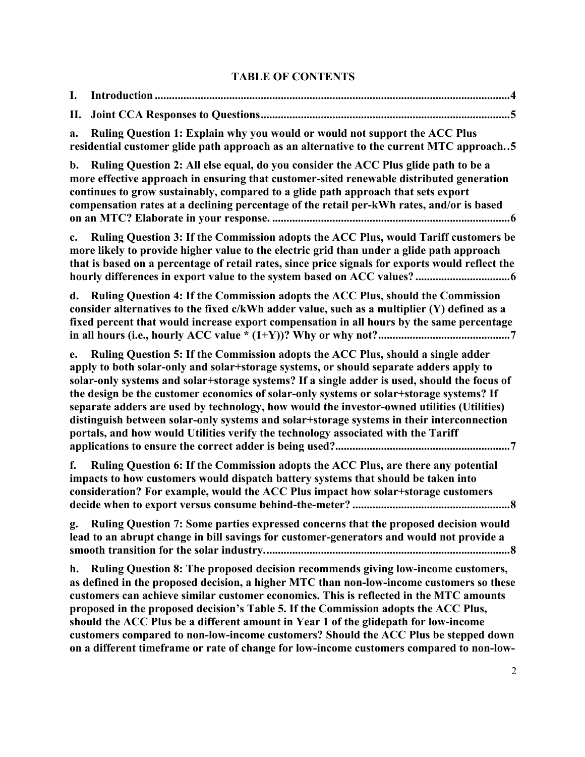# TABLE OF CONTENTS

**I. Introduction ........................................................................................................................4**

**II. Joint CCA Responses to Questions......................................................................................5**

**a. Ruling Question 1: Explain why you would or would not support the ACC Plus residential customer glide path approach as an alternative to the current MTC approach. .5**

**b. Ruling Question 2: All else equal, do you consider the ACC Plus glide path to be a more effective approach in ensuring that customer-sited renewable distributed generation continues to grow sustainably, compared to a glide path approach that sets export compensation rates at a declining percentage of the retail per-kWh rates, and/or is based on an MTC? Elaborate in your response. ..................................................................................6**

**c. Ruling Question 3: If the Commission adopts the ACC Plus, would Tariff customers be more likely to provide higher value to the electric grid than under a glide path approach that is based on a percentage of retail rates, since price signals for exports would reflect the hourly differences in export value to the system based on ACC values? ................................6**

**d. Ruling Question 4: If the Commission adopts the ACC Plus, should the Commission consider alternatives to the fixed c/kWh adder value, such as a multiplier (Y) defined as a fixed percent that would increase export compensation in all hours by the same percentage in all hours (i.e., hourly ACC value * (1+Y))? Why or why not?..............................................7**

**e. Ruling Question 5: If the Commission adopts the ACC Plus, should a single adder apply to both solar-only and solar+storage systems, or should separate adders apply to solar-only systems and solar+storage systems? If a single adder is used, should the focus of the design be the customer economics of solar-only systems or solar+storage systems? If separate adders are used by technology, how would the investor-owned utilities (Utilities) distinguish between solar-only systems and solar+storage systems in their interconnection portals, and how would Utilities verify the technology associated with the Tariff applications to ensure the correct adder is being used?............................................................7**

**f. Ruling Question 6: If the Commission adopts the ACC Plus, are there any potential impacts to how customers would dispatch battery systems that should be taken into consideration? For example, would the ACC Plus impact how solar+storage customers decide when to export versus consume behind-the-meter? .......................................................8**

**g. Ruling Question 7: Some parties expressed concerns that the proposed decision would lead to an abrupt change in bill savings for customer-generators and would not provide a smooth transition for the solar industry......................................................................................8**

**h. Ruling Question 8: The proposed decision recommends giving low-income customers, as defined in the proposed decision, a higher MTC than non-low-income customers so these customers can achieve similar customer economics. This is reflected in the MTC amounts proposed in the proposed decision's Table 5. If the Commission adopts the ACC Plus, should the ACC Plus be a different amount in Year 1 of the glidepath for low-income customers compared to non-low-income customers? Should the ACC Plus be stepped down on a different timeframe or rate of change for low-income customers compared to non-low-**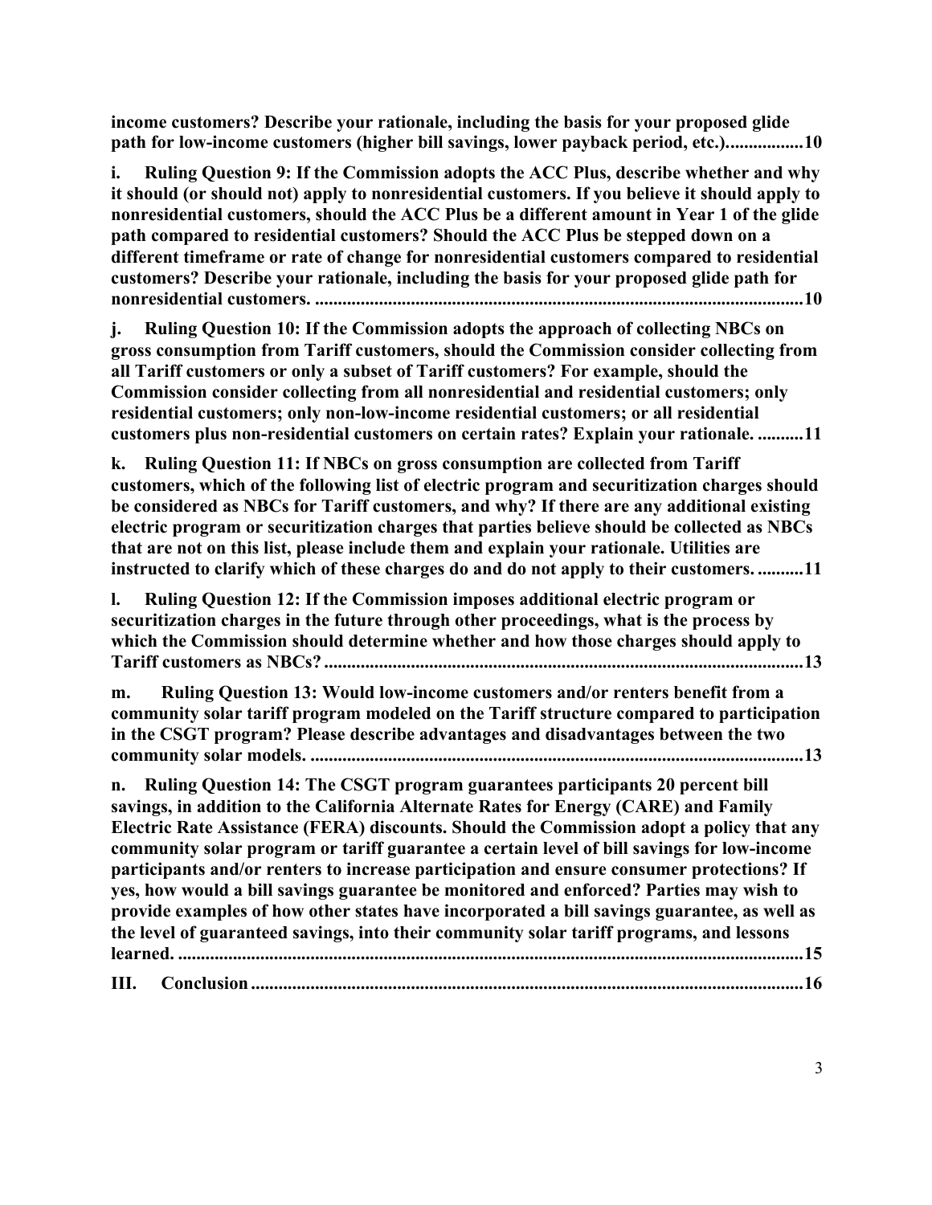**income customers? Describe your rationale, including the basis for your proposed glide path for low-income customers (higher bill savings, lower payback period, etc.).................10**

**i. Ruling Question 9: If the Commission adopts the ACC Plus, describe whether and why it should (or should not) apply to nonresidential customers. If you believe it should apply to nonresidential customers, should the ACC Plus be a different amount in Year 1 of the glide path compared to residential customers? Should the ACC Plus be stepped down on a different timeframe or rate of change for nonresidential customers compared to residential customers? Describe your rationale, including the basis for your proposed glide path for nonresidential customers. ...........................................................................................................10**

**j. Ruling Question 10: If the Commission adopts the approach of collecting NBCs on gross consumption from Tariff customers, should the Commission consider collecting from all Tariff customers or only a subset of Tariff customers? For example, should the Commission consider collecting from all nonresidential and residential customers; only residential customers; only non-low-income residential customers; or all residential customers plus non-residential customers on certain rates? Explain your rationale. ..........11**

**k. Ruling Question 11: If NBCs on gross consumption are collected from Tariff customers, which of the following list of electric program and securitization charges should be considered as NBCs for Tariff customers, and why? If there are any additional existing electric program or securitization charges that parties believe should be collected as NBCs that are not on this list, please include them and explain your rationale. Utilities are instructed to clarify which of these charges do and do not apply to their customers. ..........11**

**l. Ruling Question 12: If the Commission imposes additional electric program or securitization charges in the future through other proceedings, what is the process by which the Commission should determine whether and how those charges should apply to Tariff customers as NBCs? .......................................................................................................13**

**m. Ruling Question 13: Would low-income customers and/or renters benefit from a community solar tariff program modeled on the Tariff structure compared to participation in the CSGT program? Please describe advantages and disadvantages between the two community solar models. ...........................................................................................................13**

**n. Ruling Question 14: The CSGT program guarantees participants 20 percent bill savings, in addition to the California Alternate Rates for Energy (CARE) and Family Electric Rate Assistance (FERA) discounts. Should the Commission adopt a policy that any community solar program or tariff guarantee a certain level of bill savings for low-income participants and/or renters to increase participation and ensure consumer protections? If yes, how would a bill savings guarantee be monitored and enforced? Parties may wish to provide examples of how other states have incorporated a bill savings guarantee, as well as the level of guaranteed savings, into their community solar tariff programs, and lessons learned. ........................................................................................................................15**

**III. Conclusion .........................................................................................................................16**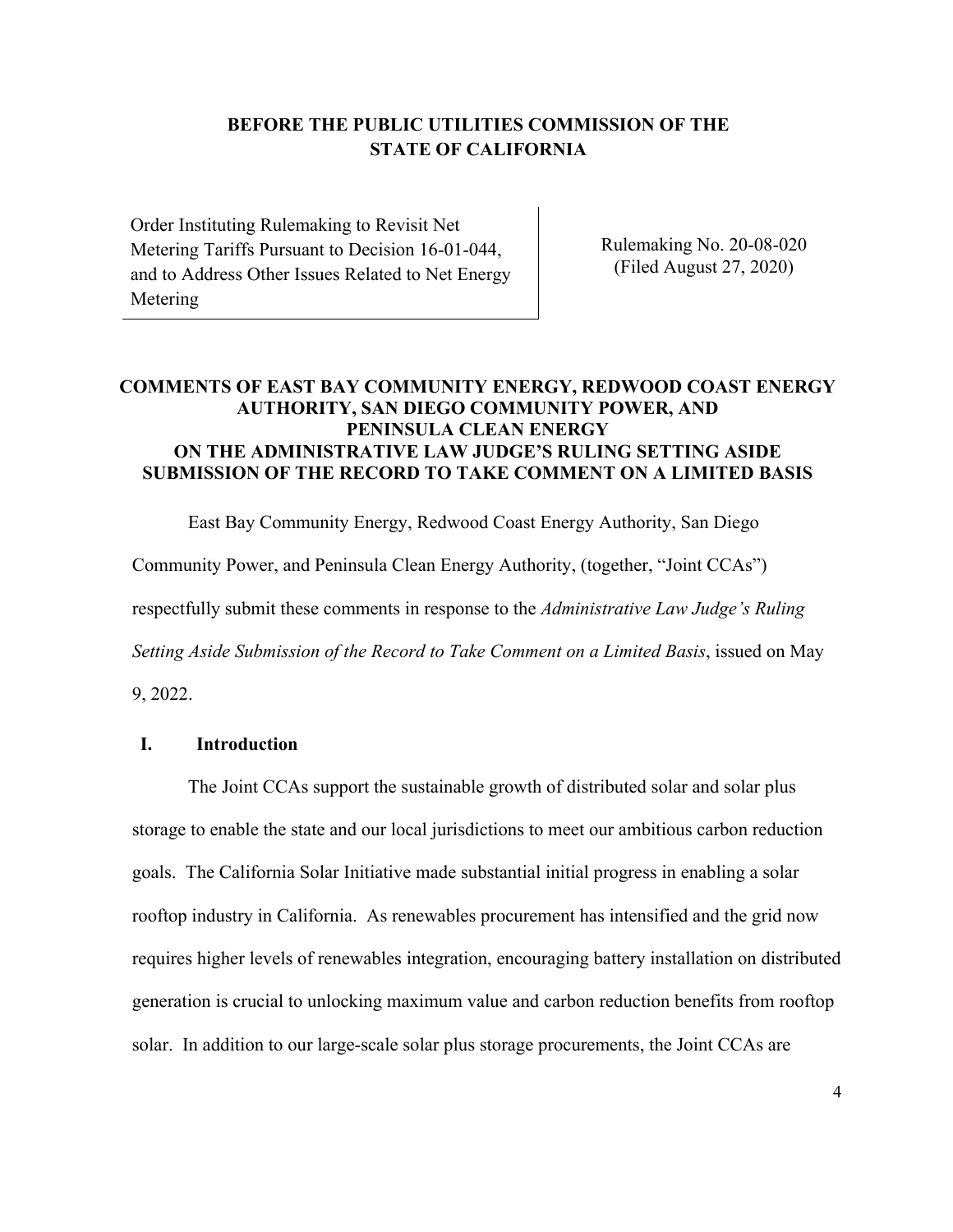**BEFORE THE PUBLIC UTILITIES COMMISSION OF THE STATE OF CALIFORNIA**

| Order Instituting Rulemaking to Revisit Net Metering Tariffs Pursuant to Decision 16-01-044, and to Address Other Issues Related to Net Energy Metering | Rulemaking No. 20-08-020 (Filed August 27, 2020) |
|---|---|

**COMMENTS OF EAST BAY COMMUNITY ENERGY, REDWOOD COAST ENERGY AUTHORITY, SAN DIEGO COMMUNITY POWER, AND PENINSULA CLEAN ENERGY ON THE ADMINISTRATIVE LAW JUDGE'S RULING SETTING ASIDE SUBMISSION OF THE RECORD TO TAKE COMMENT ON A LIMITED BASIS**

East Bay Community Energy, Redwood Coast Energy Authority, San Diego Community Power, and Peninsula Clean Energy Authority, (together, "Joint CCAs") respectfully submit these comments in response to the *Administrative Law Judge's Ruling Setting Aside Submission of the Record to Take Comment on a Limited Basis*, issued on May 9, 2022.

## I. Introduction

The Joint CCAs support the sustainable growth of distributed solar and solar plus storage to enable the state and our local jurisdictions to meet our ambitious carbon reduction goals. The California Solar Initiative made substantial initial progress in enabling a solar rooftop industry in California. As renewables procurement has intensified and the grid now requires higher levels of renewables integration, encouraging battery installation on distributed generation is crucial to unlocking maximum value and carbon reduction benefits from rooftop solar. In addition to our large-scale solar plus storage procurements, the Joint CCAs are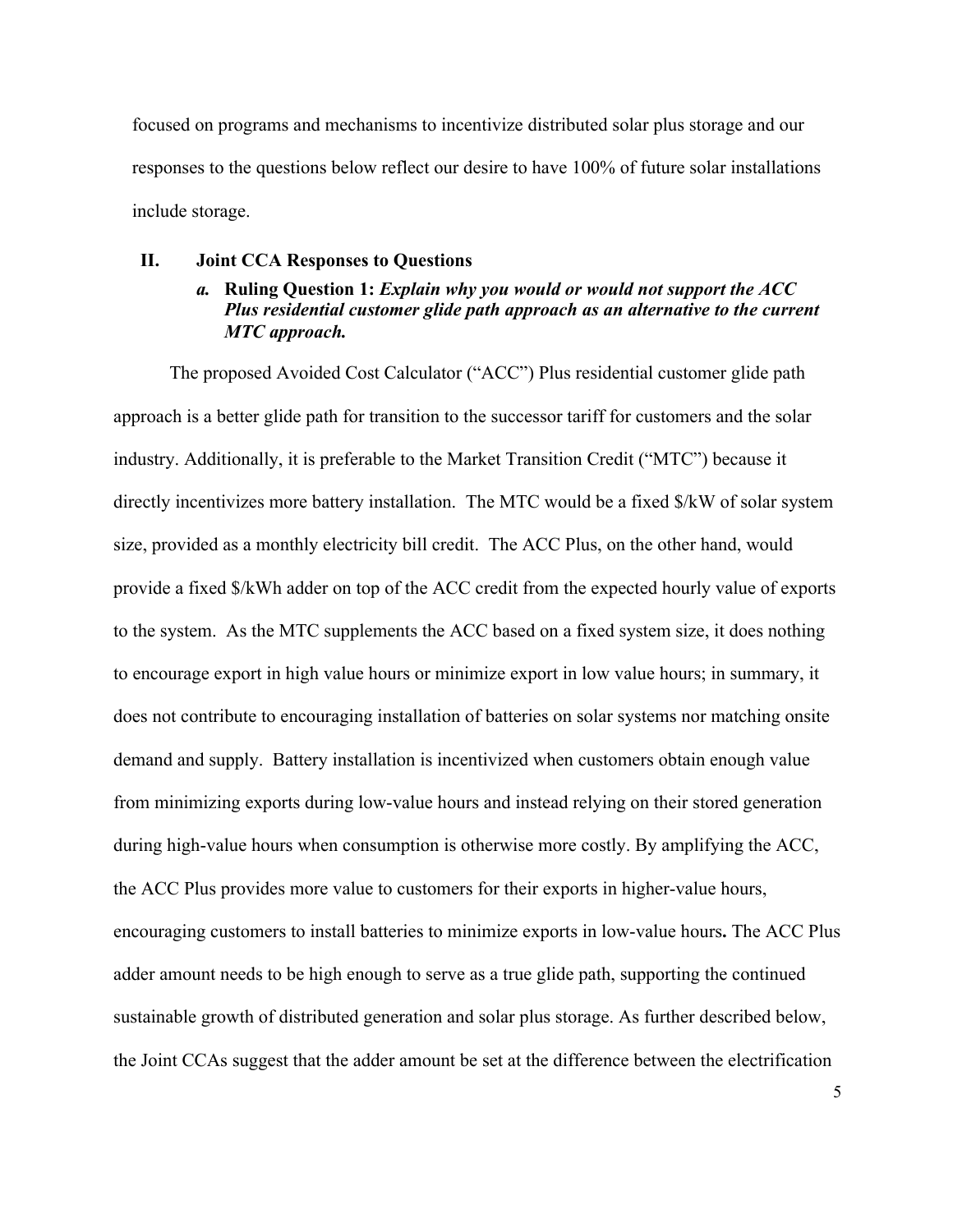focused on programs and mechanisms to incentivize distributed solar plus storage and our responses to the questions below reflect our desire to have 100% of future solar installations include storage.

## II. Joint CCA Responses to Questions

### *a.* **Ruling Question 1:** ***Explain why you would or would not support the ACC Plus residential customer glide path approach as an alternative to the current MTC approach.***

The proposed Avoided Cost Calculator ("ACC") Plus residential customer glide path approach is a better glide path for transition to the successor tariff for customers and the solar industry. Additionally, it is preferable to the Market Transition Credit ("MTC") because it directly incentivizes more battery installation. The MTC would be a fixed $/kW of solar system size, provided as a monthly electricity bill credit. The ACC Plus, on the other hand, would provide a fixed $/kWh adder on top of the ACC credit from the expected hourly value of exports to the system. As the MTC supplements the ACC based on a fixed system size, it does nothing to encourage export in high value hours or minimize export in low value hours; in summary, it does not contribute to encouraging installation of batteries on solar systems nor matching onsite demand and supply. Battery installation is incentivized when customers obtain enough value from minimizing exports during low-value hours and instead relying on their stored generation during high-value hours when consumption is otherwise more costly. By amplifying the ACC, the ACC Plus provides more value to customers for their exports in higher-value hours, encouraging customers to install batteries to minimize exports in low-value hours**.** The ACC Plus adder amount needs to be high enough to serve as a true glide path, supporting the continued sustainable growth of distributed generation and solar plus storage. As further described below, the Joint CCAs suggest that the adder amount be set at the difference between the electrification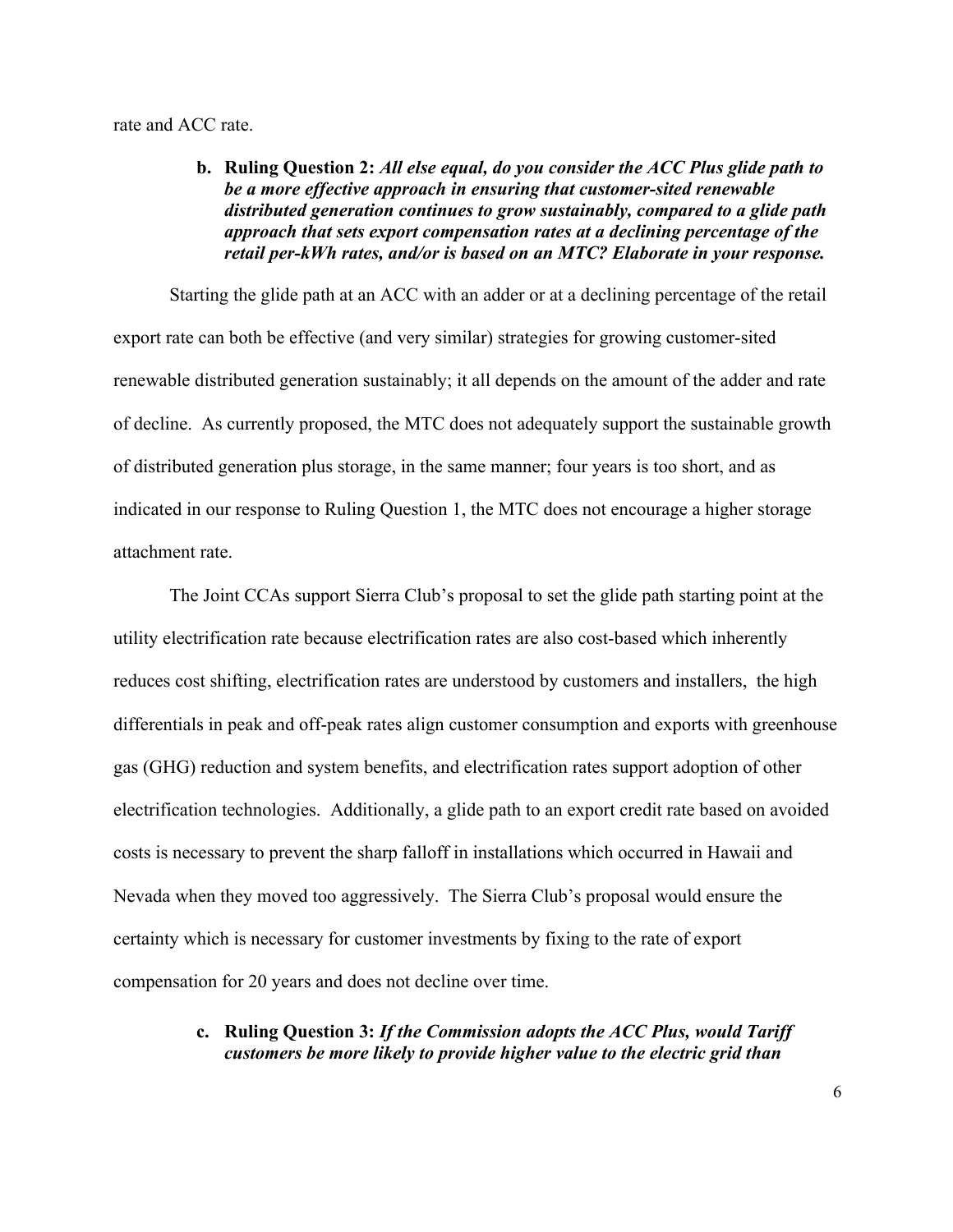rate and ACC rate.

**b. Ruling Question 2:** ***All else equal, do you consider the ACC Plus glide path to be a more effective approach in ensuring that customer-sited renewable distributed generation continues to grow sustainably, compared to a glide path approach that sets export compensation rates at a declining percentage of the retail per-kWh rates, and/or is based on an MTC? Elaborate in your response.***

Starting the glide path at an ACC with an adder or at a declining percentage of the retail export rate can both be effective (and very similar) strategies for growing customer-sited renewable distributed generation sustainably; it all depends on the amount of the adder and rate of decline. As currently proposed, the MTC does not adequately support the sustainable growth of distributed generation plus storage, in the same manner; four years is too short, and as indicated in our response to Ruling Question 1, the MTC does not encourage a higher storage attachment rate.

The Joint CCAs support Sierra Club's proposal to set the glide path starting point at the utility electrification rate because electrification rates are also cost-based which inherently reduces cost shifting, electrification rates are understood by customers and installers, the high differentials in peak and off-peak rates align customer consumption and exports with greenhouse gas (GHG) reduction and system benefits, and electrification rates support adoption of other electrification technologies. Additionally, a glide path to an export credit rate based on avoided costs is necessary to prevent the sharp falloff in installations which occurred in Hawaii and Nevada when they moved too aggressively. The Sierra Club's proposal would ensure the certainty which is necessary for customer investments by fixing to the rate of export compensation for 20 years and does not decline over time.

**c. Ruling Question 3:** ***If the Commission adopts the ACC Plus, would Tariff customers be more likely to provide higher value to the electric grid than***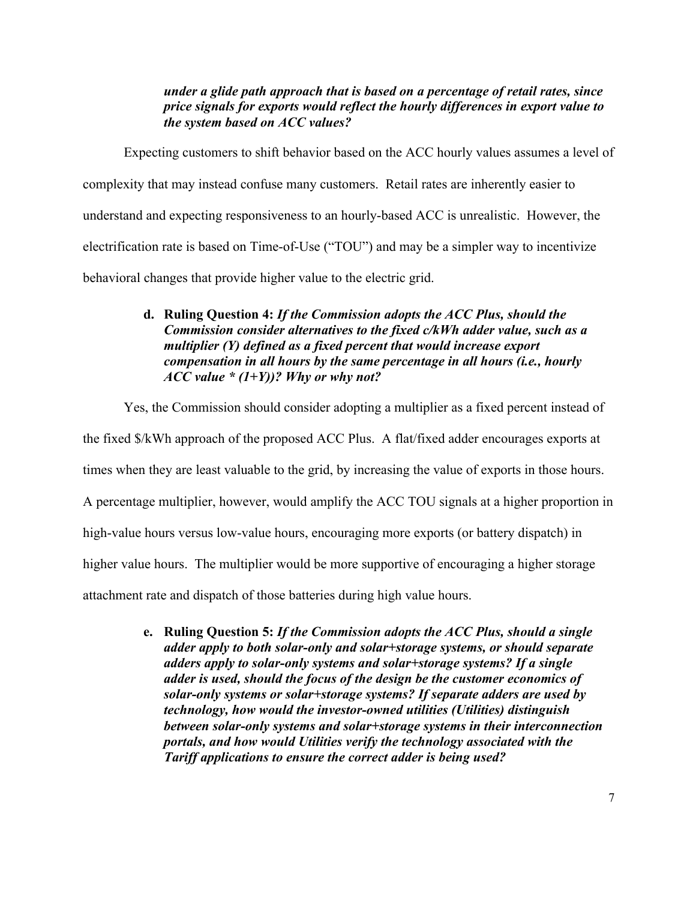***under a glide path approach that is based on a percentage of retail rates, since price signals for exports would reflect the hourly differences in export value to the system based on ACC values?***

Expecting customers to shift behavior based on the ACC hourly values assumes a level of complexity that may instead confuse many customers. Retail rates are inherently easier to understand and expecting responsiveness to an hourly-based ACC is unrealistic. However, the electrification rate is based on Time-of-Use ("TOU") and may be a simpler way to incentivize behavioral changes that provide higher value to the electric grid.

**d. Ruling Question 4:** ***If the Commission adopts the ACC Plus, should the Commission consider alternatives to the fixed c/kWh adder value, such as a multiplier (Y) defined as a fixed percent that would increase export compensation in all hours by the same percentage in all hours (i.e., hourly ACC value * (1+Y))? Why or why not?***

Yes, the Commission should consider adopting a multiplier as a fixed percent instead of the fixed $/kWh approach of the proposed ACC Plus. A flat/fixed adder encourages exports at times when they are least valuable to the grid, by increasing the value of exports in those hours. A percentage multiplier, however, would amplify the ACC TOU signals at a higher proportion in high-value hours versus low-value hours, encouraging more exports (or battery dispatch) in higher value hours. The multiplier would be more supportive of encouraging a higher storage attachment rate and dispatch of those batteries during high value hours.

**e. Ruling Question 5:** ***If the Commission adopts the ACC Plus, should a single adder apply to both solar-only and solar+storage systems, or should separate adders apply to solar-only systems and solar+storage systems? If a single adder is used, should the focus of the design be the customer economics of solar-only systems or solar+storage systems? If separate adders are used by technology, how would the investor-owned utilities (Utilities) distinguish between solar-only systems and solar+storage systems in their interconnection portals, and how would Utilities verify the technology associated with the Tariff applications to ensure the correct adder is being used?***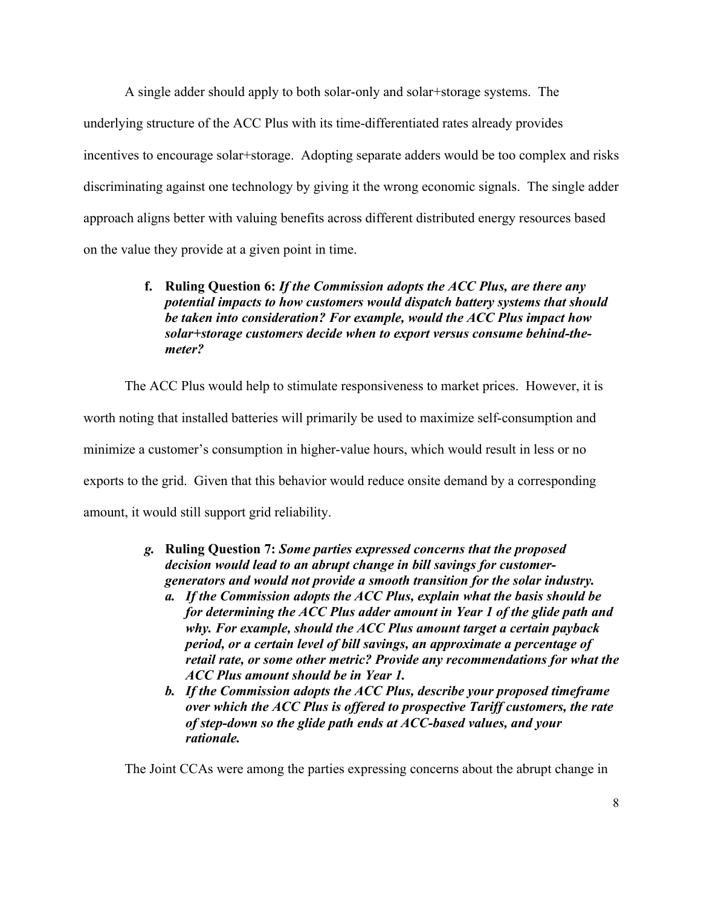A single adder should apply to both solar-only and solar+storage systems. The underlying structure of the ACC Plus with its time-differentiated rates already provides incentives to encourage solar+storage. Adopting separate adders would be too complex and risks discriminating against one technology by giving it the wrong economic signals. The single adder approach aligns better with valuing benefits across different distributed energy resources based on the value they provide at a given point in time.

f. **Ruling Question 6:** ***If the Commission adopts the ACC Plus, are there any potential impacts to how customers would dispatch battery systems that should be taken into consideration? For example, would the ACC Plus impact how solar+storage customers decide when to export versus consume behind-the-meter?***

The ACC Plus would help to stimulate responsiveness to market prices. However, it is worth noting that installed batteries will primarily be used to maximize self-consumption and minimize a customer's consumption in higher-value hours, which would result in less or no exports to the grid. Given that this behavior would reduce onsite demand by a corresponding amount, it would still support grid reliability.

*g.* **Ruling Question 7:** ***Some parties expressed concerns that the proposed decision would lead to an abrupt change in bill savings for customer-generators and would not provide a smooth transition for the solar industry.***

*a.* ***If the Commission adopts the ACC Plus, explain what the basis should be for determining the ACC Plus adder amount in Year 1 of the glide path and why. For example, should the ACC Plus amount target a certain payback period, or a certain level of bill savings, an approximate a percentage of retail rate, or some other metric? Provide any recommendations for what the ACC Plus amount should be in Year 1.***

*b.* ***If the Commission adopts the ACC Plus, describe your proposed timeframe over which the ACC Plus is offered to prospective Tariff customers, the rate of step-down so the glide path ends at ACC-based values, and your rationale.***

The Joint CCAs were among the parties expressing concerns about the abrupt change in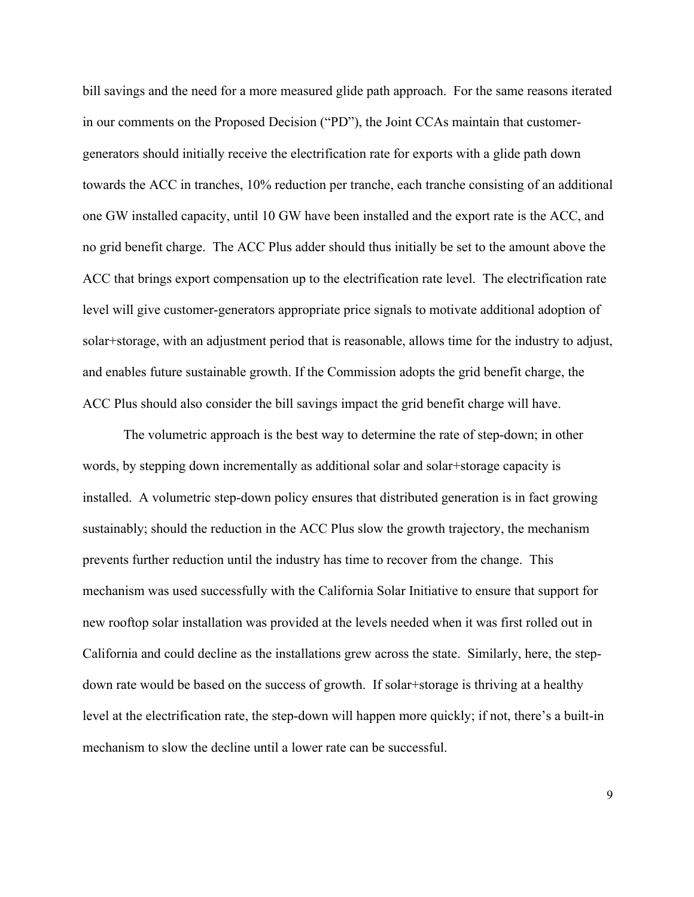bill savings and the need for a more measured glide path approach. For the same reasons iterated in our comments on the Proposed Decision ("PD"), the Joint CCAs maintain that customer-generators should initially receive the electrification rate for exports with a glide path down towards the ACC in tranches, 10% reduction per tranche, each tranche consisting of an additional one GW installed capacity, until 10 GW have been installed and the export rate is the ACC, and no grid benefit charge. The ACC Plus adder should thus initially be set to the amount above the ACC that brings export compensation up to the electrification rate level. The electrification rate level will give customer-generators appropriate price signals to motivate additional adoption of solar+storage, with an adjustment period that is reasonable, allows time for the industry to adjust, and enables future sustainable growth. If the Commission adopts the grid benefit charge, the ACC Plus should also consider the bill savings impact the grid benefit charge will have.

The volumetric approach is the best way to determine the rate of step-down; in other words, by stepping down incrementally as additional solar and solar+storage capacity is installed. A volumetric step-down policy ensures that distributed generation is in fact growing sustainably; should the reduction in the ACC Plus slow the growth trajectory, the mechanism prevents further reduction until the industry has time to recover from the change. This mechanism was used successfully with the California Solar Initiative to ensure that support for new rooftop solar installation was provided at the levels needed when it was first rolled out in California and could decline as the installations grew across the state. Similarly, here, the step-down rate would be based on the success of growth. If solar+storage is thriving at a healthy level at the electrification rate, the step-down will happen more quickly; if not, there's a built-in mechanism to slow the decline until a lower rate can be successful.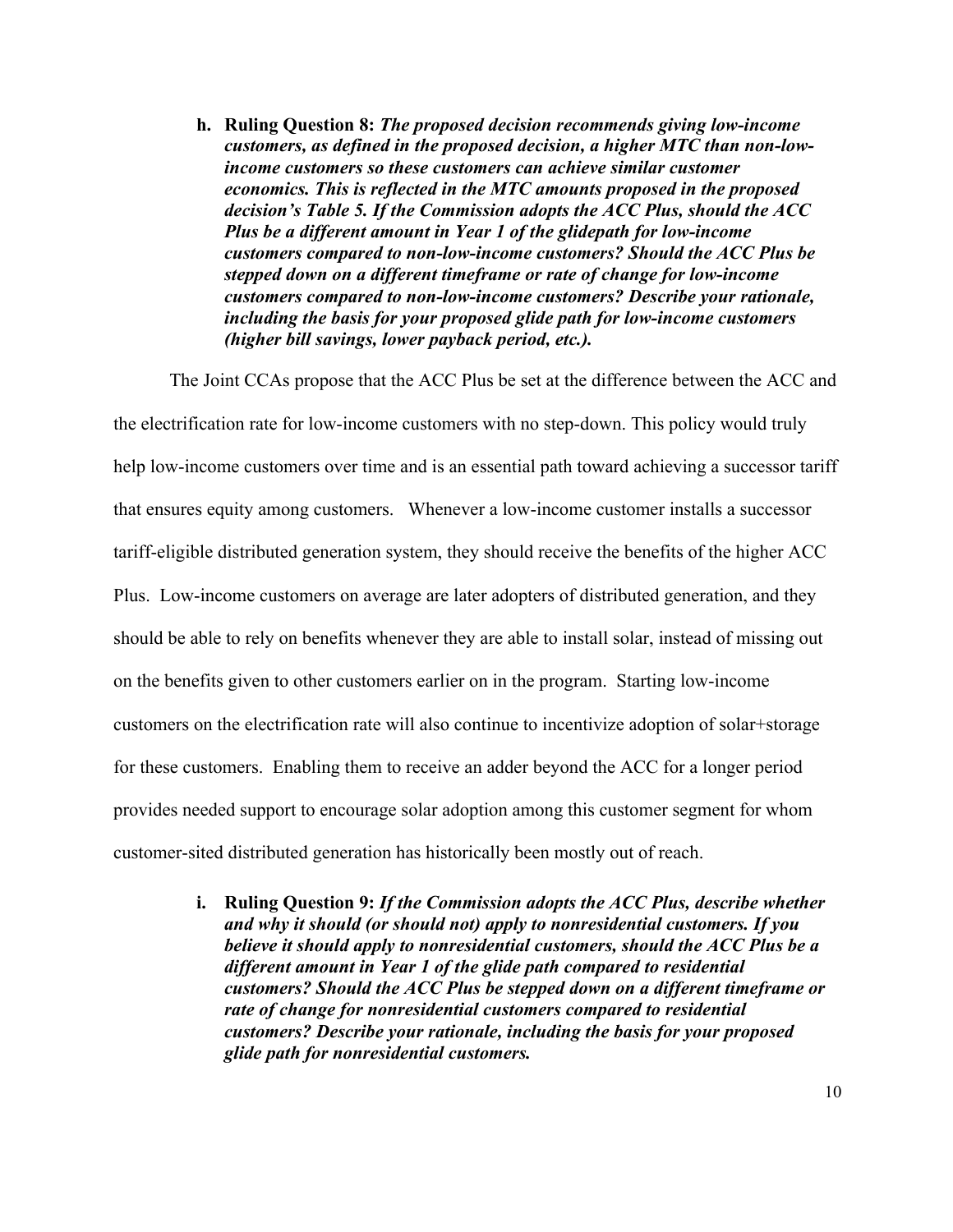h. **Ruling Question 8:** ***The proposed decision recommends giving low-income customers, as defined in the proposed decision, a higher MTC than non-low-income customers so these customers can achieve similar customer economics. This is reflected in the MTC amounts proposed in the proposed decision's Table 5. If the Commission adopts the ACC Plus, should the ACC Plus be a different amount in Year 1 of the glidepath for low-income customers compared to non-low-income customers? Should the ACC Plus be stepped down on a different timeframe or rate of change for low-income customers compared to non-low-income customers? Describe your rationale, including the basis for your proposed glide path for low-income customers (higher bill savings, lower payback period, etc.).***

The Joint CCAs propose that the ACC Plus be set at the difference between the ACC and the electrification rate for low-income customers with no step-down. This policy would truly help low-income customers over time and is an essential path toward achieving a successor tariff that ensures equity among customers. Whenever a low-income customer installs a successor tariff-eligible distributed generation system, they should receive the benefits of the higher ACC Plus. Low-income customers on average are later adopters of distributed generation, and they should be able to rely on benefits whenever they are able to install solar, instead of missing out on the benefits given to other customers earlier on in the program. Starting low-income customers on the electrification rate will also continue to incentivize adoption of solar+storage for these customers. Enabling them to receive an adder beyond the ACC for a longer period provides needed support to encourage solar adoption among this customer segment for whom customer-sited distributed generation has historically been mostly out of reach.

i. **Ruling Question 9:** ***If the Commission adopts the ACC Plus, describe whether and why it should (or should not) apply to nonresidential customers. If you believe it should apply to nonresidential customers, should the ACC Plus be a different amount in Year 1 of the glide path compared to residential customers? Should the ACC Plus be stepped down on a different timeframe or rate of change for nonresidential customers compared to residential customers? Describe your rationale, including the basis for your proposed glide path for nonresidential customers.***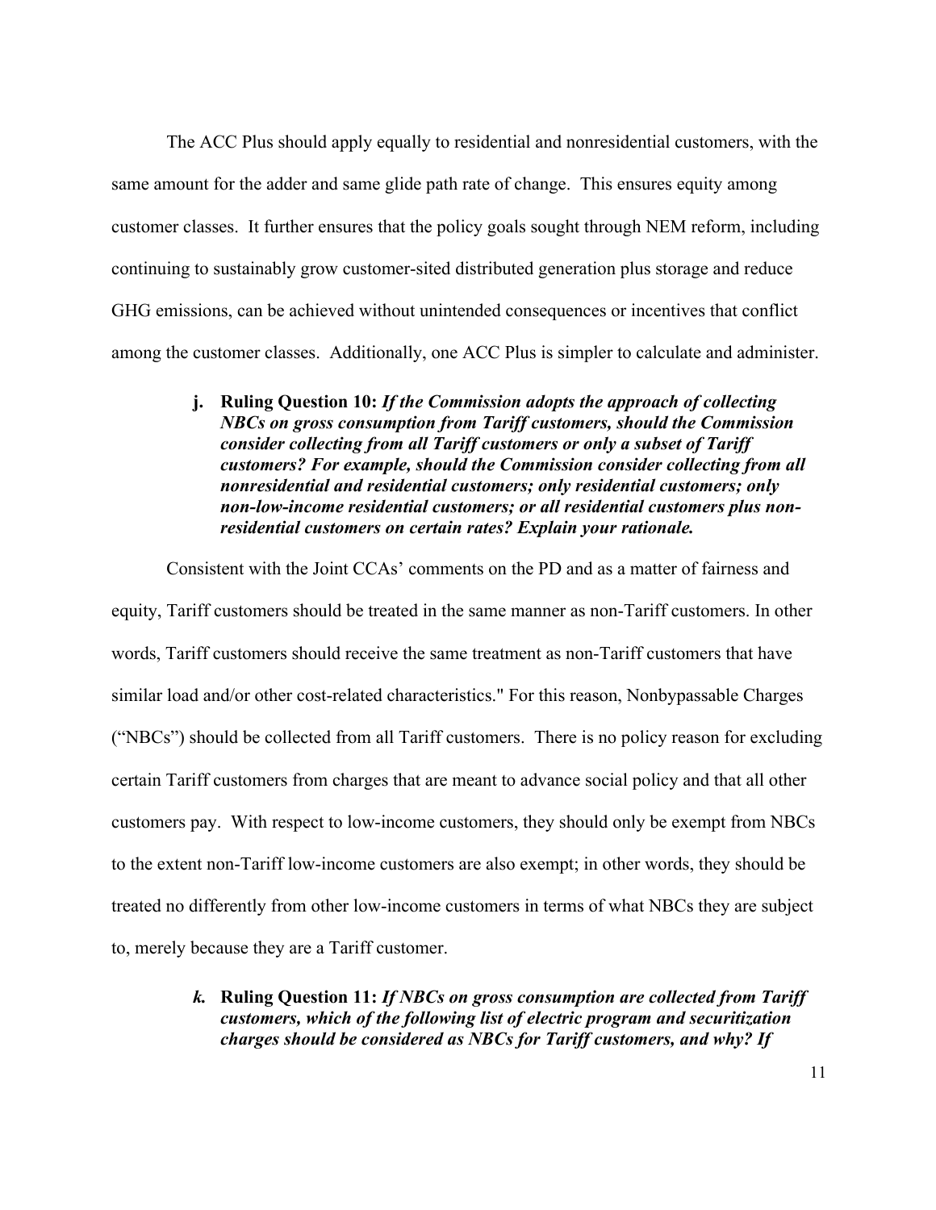The ACC Plus should apply equally to residential and nonresidential customers, with the same amount for the adder and same glide path rate of change. This ensures equity among customer classes. It further ensures that the policy goals sought through NEM reform, including continuing to sustainably grow customer-sited distributed generation plus storage and reduce GHG emissions, can be achieved without unintended consequences or incentives that conflict among the customer classes. Additionally, one ACC Plus is simpler to calculate and administer.

**j. Ruling Question 10:** ***If the Commission adopts the approach of collecting NBCs on gross consumption from Tariff customers, should the Commission consider collecting from all Tariff customers or only a subset of Tariff customers? For example, should the Commission consider collecting from all nonresidential and residential customers; only residential customers; only non-low-income residential customers; or all residential customers plus non-residential customers on certain rates? Explain your rationale.***

Consistent with the Joint CCAs' comments on the PD and as a matter of fairness and equity, Tariff customers should be treated in the same manner as non-Tariff customers. In other words, Tariff customers should receive the same treatment as non-Tariff customers that have similar load and/or other cost-related characteristics." For this reason, Nonbypassable Charges ("NBCs") should be collected from all Tariff customers. There is no policy reason for excluding certain Tariff customers from charges that are meant to advance social policy and that all other customers pay. With respect to low-income customers, they should only be exempt from NBCs to the extent non-Tariff low-income customers are also exempt; in other words, they should be treated no differently from other low-income customers in terms of what NBCs they are subject to, merely because they are a Tariff customer.

***k.*** **Ruling Question 11:** ***If NBCs on gross consumption are collected from Tariff customers, which of the following list of electric program and securitization charges should be considered as NBCs for Tariff customers, and why? If***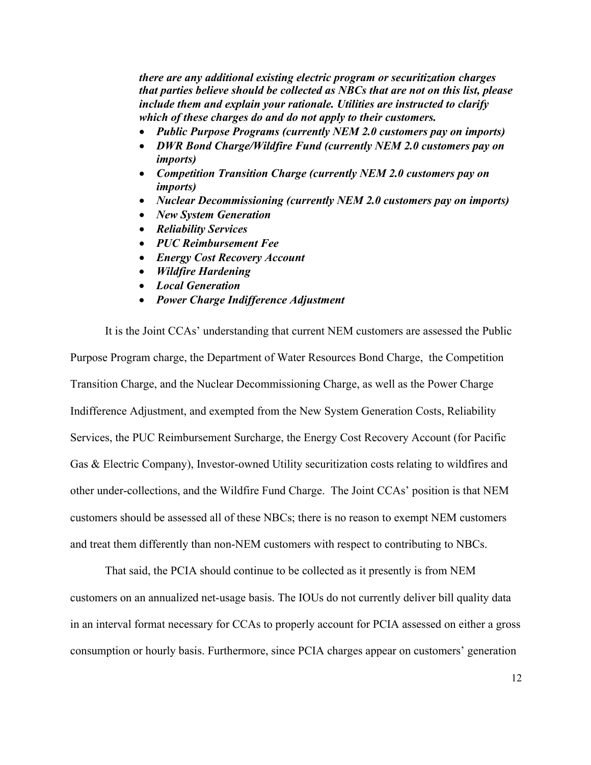***there are any additional existing electric program or securitization charges that parties believe should be collected as NBCs that are not on this list, please include them and explain your rationale. Utilities are instructed to clarify which of these charges do and do not apply to their customers.***

- ***Public Purpose Programs (currently NEM 2.0 customers pay on imports)***
- ***DWR Bond Charge/Wildfire Fund (currently NEM 2.0 customers pay on imports)***
- ***Competition Transition Charge (currently NEM 2.0 customers pay on imports)***
- ***Nuclear Decommissioning (currently NEM 2.0 customers pay on imports)***
- ***New System Generation***
- ***Reliability Services***
- ***PUC Reimbursement Fee***
- ***Energy Cost Recovery Account***
- ***Wildfire Hardening***
- ***Local Generation***
- ***Power Charge Indifference Adjustment***

It is the Joint CCAs' understanding that current NEM customers are assessed the Public Purpose Program charge, the Department of Water Resources Bond Charge, the Competition Transition Charge, and the Nuclear Decommissioning Charge, as well as the Power Charge Indifference Adjustment, and exempted from the New System Generation Costs, Reliability Services, the PUC Reimbursement Surcharge, the Energy Cost Recovery Account (for Pacific Gas & Electric Company), Investor-owned Utility securitization costs relating to wildfires and other under-collections, and the Wildfire Fund Charge. The Joint CCAs' position is that NEM customers should be assessed all of these NBCs; there is no reason to exempt NEM customers and treat them differently than non-NEM customers with respect to contributing to NBCs.

That said, the PCIA should continue to be collected as it presently is from NEM customers on an annualized net-usage basis. The IOUs do not currently deliver bill quality data in an interval format necessary for CCAs to properly account for PCIA assessed on either a gross consumption or hourly basis. Furthermore, since PCIA charges appear on customers' generation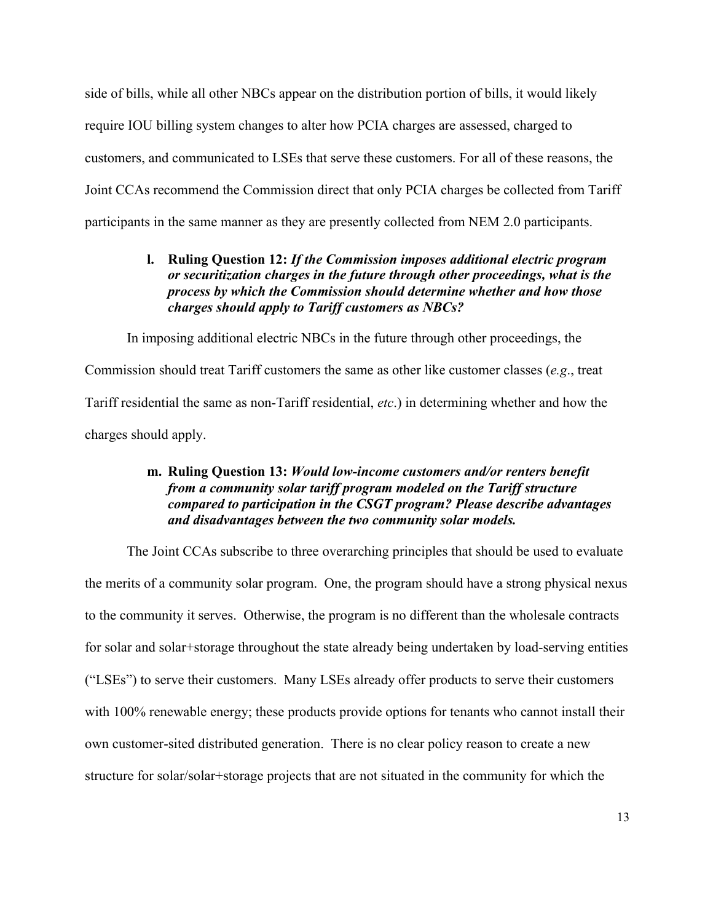side of bills, while all other NBCs appear on the distribution portion of bills, it would likely require IOU billing system changes to alter how PCIA charges are assessed, charged to customers, and communicated to LSEs that serve these customers. For all of these reasons, the Joint CCAs recommend the Commission direct that only PCIA charges be collected from Tariff participants in the same manner as they are presently collected from NEM 2.0 participants.

### l. Ruling Question 12: *If the Commission imposes additional electric program or securitization charges in the future through other proceedings, what is the process by which the Commission should determine whether and how those charges should apply to Tariff customers as NBCs?*

In imposing additional electric NBCs in the future through other proceedings, the Commission should treat Tariff customers the same as other like customer classes (*e.g*., treat Tariff residential the same as non-Tariff residential, *etc*.) in determining whether and how the charges should apply.

### m. Ruling Question 13: *Would low-income customers and/or renters benefit from a community solar tariff program modeled on the Tariff structure compared to participation in the CSGT program? Please describe advantages and disadvantages between the two community solar models.*

The Joint CCAs subscribe to three overarching principles that should be used to evaluate the merits of a community solar program. One, the program should have a strong physical nexus to the community it serves. Otherwise, the program is no different than the wholesale contracts for solar and solar+storage throughout the state already being undertaken by load-serving entities ("LSEs") to serve their customers. Many LSEs already offer products to serve their customers with 100% renewable energy; these products provide options for tenants who cannot install their own customer-sited distributed generation. There is no clear policy reason to create a new structure for solar/solar+storage projects that are not situated in the community for which the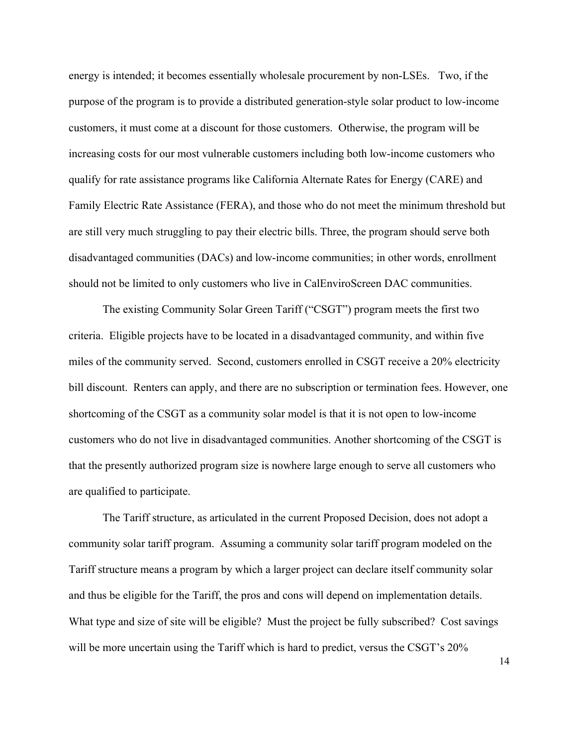energy is intended; it becomes essentially wholesale procurement by non-LSEs. Two, if the purpose of the program is to provide a distributed generation-style solar product to low-income customers, it must come at a discount for those customers. Otherwise, the program will be increasing costs for our most vulnerable customers including both low-income customers who qualify for rate assistance programs like California Alternate Rates for Energy (CARE) and Family Electric Rate Assistance (FERA), and those who do not meet the minimum threshold but are still very much struggling to pay their electric bills. Three, the program should serve both disadvantaged communities (DACs) and low-income communities; in other words, enrollment should not be limited to only customers who live in CalEnviroScreen DAC communities.

The existing Community Solar Green Tariff ("CSGT") program meets the first two criteria. Eligible projects have to be located in a disadvantaged community, and within five miles of the community served. Second, customers enrolled in CSGT receive a 20% electricity bill discount. Renters can apply, and there are no subscription or termination fees. However, one shortcoming of the CSGT as a community solar model is that it is not open to low-income customers who do not live in disadvantaged communities. Another shortcoming of the CSGT is that the presently authorized program size is nowhere large enough to serve all customers who are qualified to participate.

The Tariff structure, as articulated in the current Proposed Decision, does not adopt a community solar tariff program. Assuming a community solar tariff program modeled on the Tariff structure means a program by which a larger project can declare itself community solar and thus be eligible for the Tariff, the pros and cons will depend on implementation details. What type and size of site will be eligible? Must the project be fully subscribed? Cost savings will be more uncertain using the Tariff which is hard to predict, versus the CSGT's 20%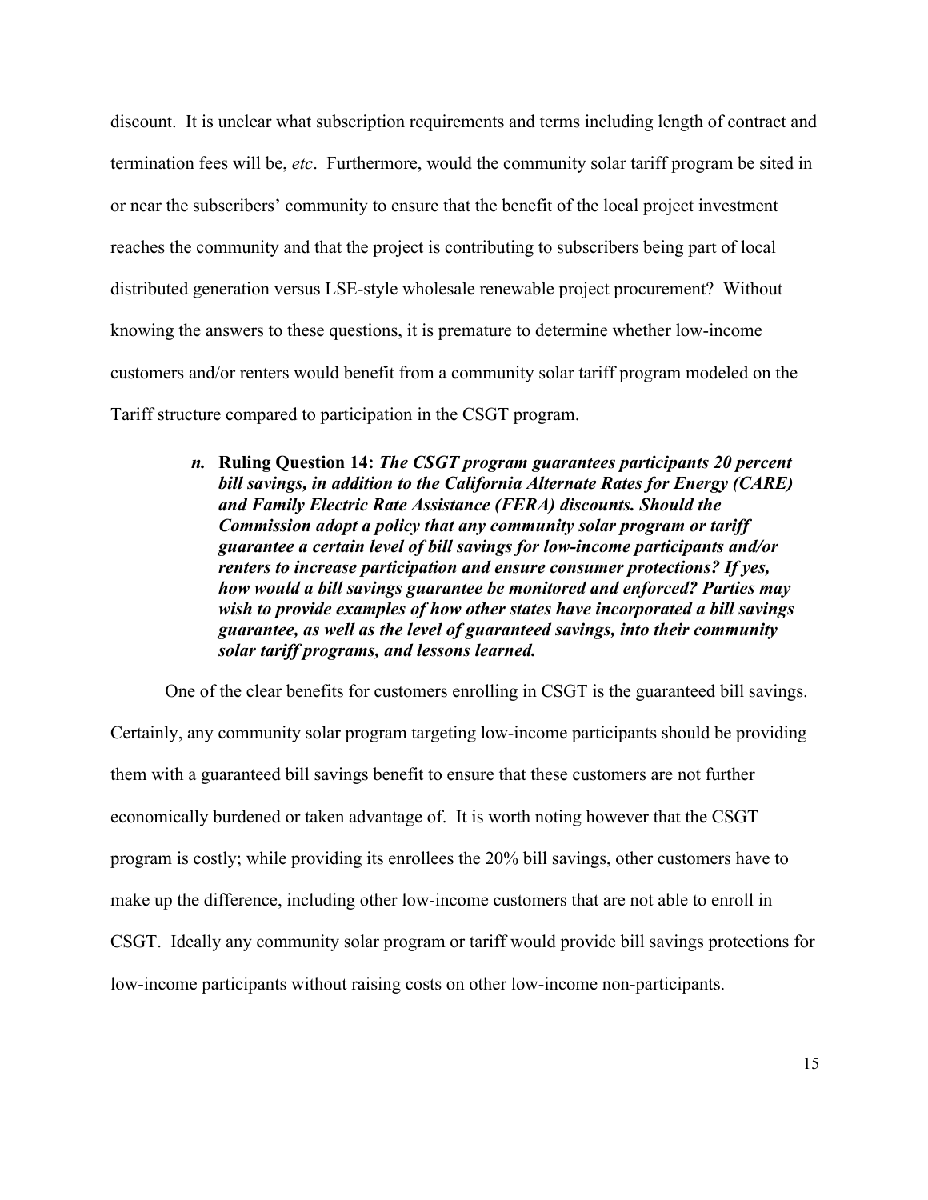discount. It is unclear what subscription requirements and terms including length of contract and termination fees will be, *etc*. Furthermore, would the community solar tariff program be sited in or near the subscribers' community to ensure that the benefit of the local project investment reaches the community and that the project is contributing to subscribers being part of local distributed generation versus LSE-style wholesale renewable project procurement? Without knowing the answers to these questions, it is premature to determine whether low-income customers and/or renters would benefit from a community solar tariff program modeled on the Tariff structure compared to participation in the CSGT program.

> ***n.*** **Ruling Question 14:** ***The CSGT program guarantees participants 20 percent bill savings, in addition to the California Alternate Rates for Energy (CARE) and Family Electric Rate Assistance (FERA) discounts. Should the Commission adopt a policy that any community solar program or tariff guarantee a certain level of bill savings for low-income participants and/or renters to increase participation and ensure consumer protections? If yes, how would a bill savings guarantee be monitored and enforced? Parties may wish to provide examples of how other states have incorporated a bill savings guarantee, as well as the level of guaranteed savings, into their community solar tariff programs, and lessons learned.***

One of the clear benefits for customers enrolling in CSGT is the guaranteed bill savings. Certainly, any community solar program targeting low-income participants should be providing them with a guaranteed bill savings benefit to ensure that these customers are not further economically burdened or taken advantage of. It is worth noting however that the CSGT program is costly; while providing its enrollees the 20% bill savings, other customers have to make up the difference, including other low-income customers that are not able to enroll in CSGT. Ideally any community solar program or tariff would provide bill savings protections for low-income participants without raising costs on other low-income non-participants.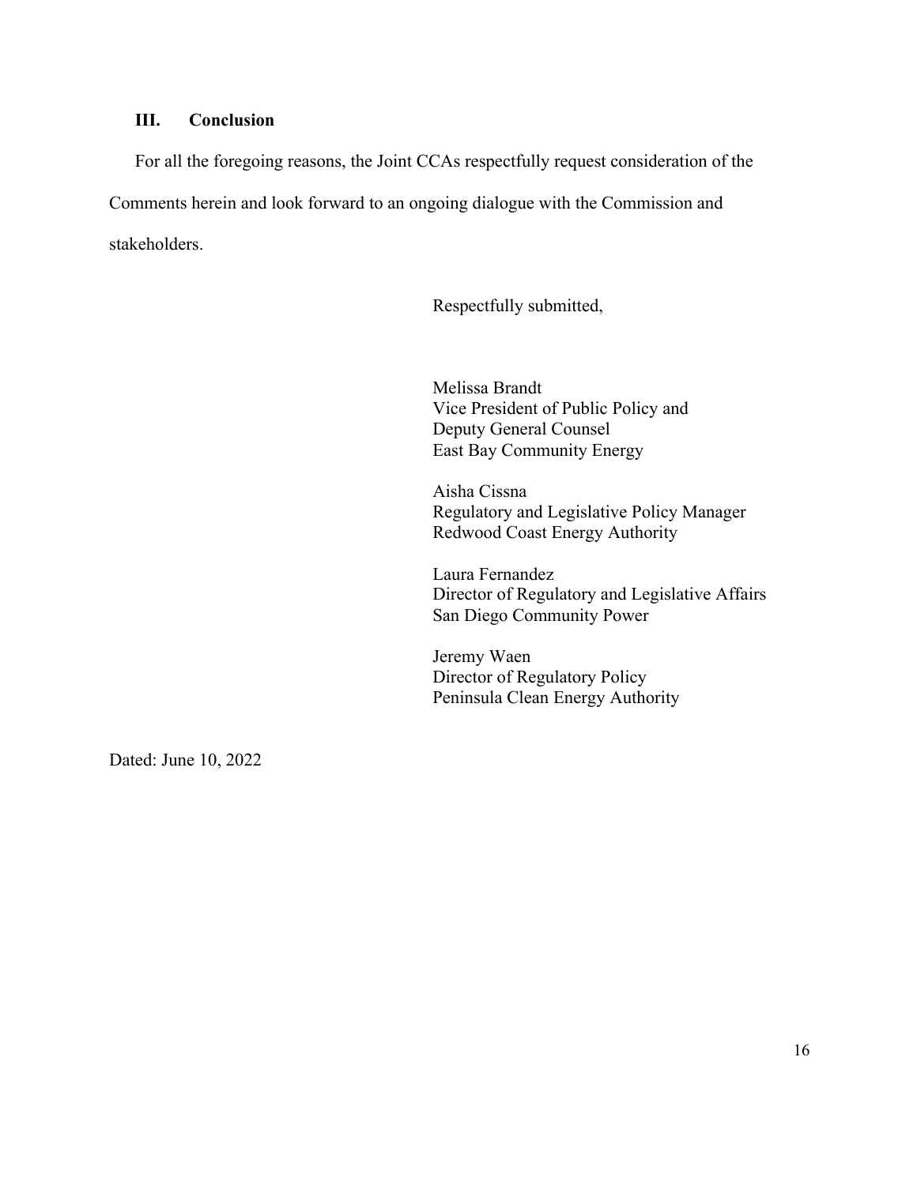## III. Conclusion

For all the foregoing reasons, the Joint CCAs respectfully request consideration of the Comments herein and look forward to an ongoing dialogue with the Commission and stakeholders.

Respectfully submitted,

Melissa Brandt
Vice President of Public Policy and
Deputy General Counsel
East Bay Community Energy

Aisha Cissna
Regulatory and Legislative Policy Manager
Redwood Coast Energy Authority

Laura Fernandez
Director of Regulatory and Legislative Affairs
San Diego Community Power

Jeremy Waen
Director of Regulatory Policy
Peninsula Clean Energy Authority

Dated: June 10, 2022